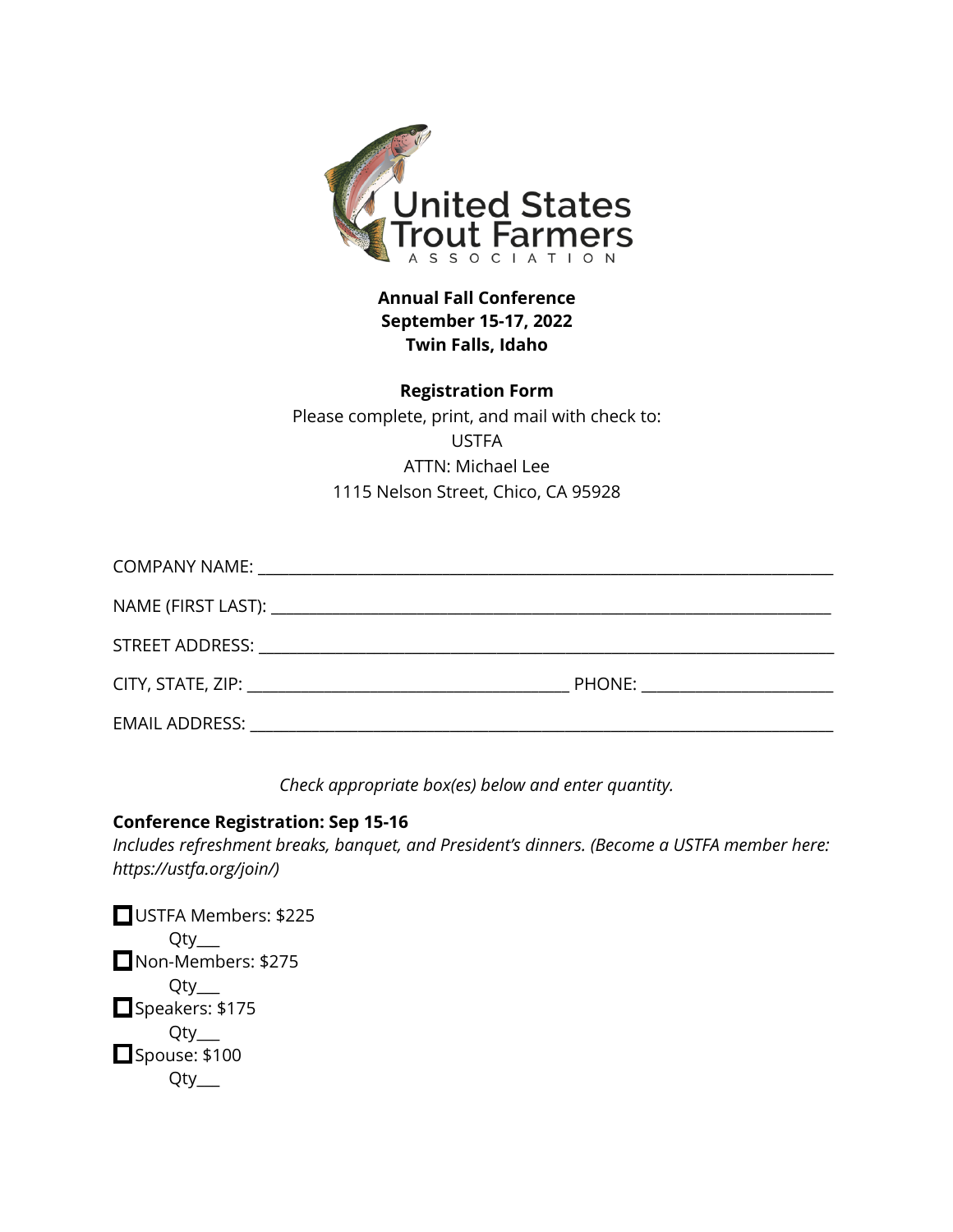United States Trout Farmers ASSOCIATION

**Annual Fall Conference**
**September 15-17, 2022**
**Twin Falls, Idaho**

**Registration Form**

Please complete, print, and mail with check to:
USTFA
ATTN: Michael Lee
1115 Nelson Street, Chico, CA 95928

COMPANY NAME: ______________________________________________

NAME (FIRST LAST): ______________________________________________

STREET ADDRESS: ______________________________________________

CITY, STATE, ZIP: ______________________________ PHONE: __________________

EMAIL ADDRESS: ______________________________________________

*Check appropriate box(es) below and enter quantity.*

**Conference Registration: Sep 15-16**

*Includes refreshment breaks, banquet, and President's dinners. (Become a USTFA member here: https://ustfa.org/join/)*

- ☐ USTFA Members: $225
  Qty___
- ☐ Non-Members: $275
  Qty___
- ☐ Speakers: $175
  Qty___
- ☐ Spouse: $100
  Qty___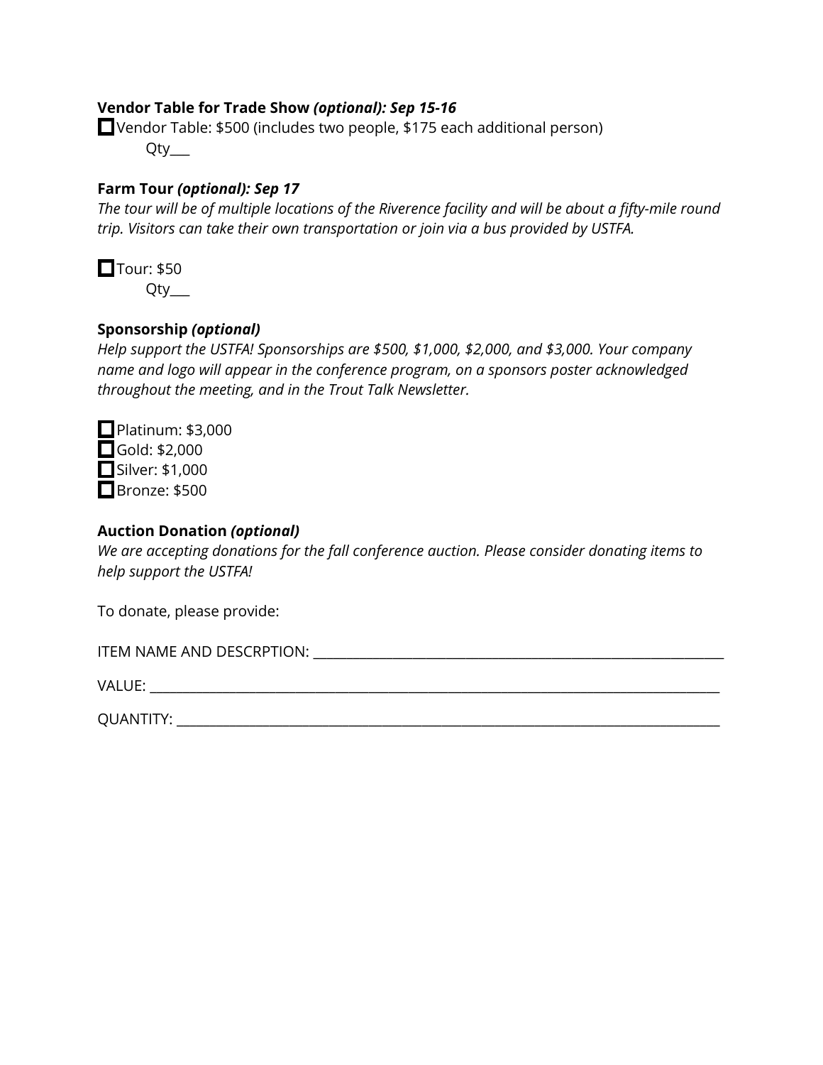**Vendor Table for Trade Show *(optional): Sep 15-16***

☐ Vendor Table: $500 (includes two people, $175 each additional person)
  Qty___

**Farm Tour *(optional): Sep 17***

*The tour will be of multiple locations of the Riverence facility and will be about a fifty-mile round trip. Visitors can take their own transportation or join via a bus provided by USTFA.*

☐ Tour: $50
  Qty___

**Sponsorship *(optional)***

*Help support the USTFA! Sponsorships are $500, $1,000, $2,000, and $3,000. Your company name and logo will appear in the conference program, on a sponsors poster acknowledged throughout the meeting, and in the Trout Talk Newsletter.*

☐ Platinum: $3,000
☐ Gold: $2,000
☐ Silver: $1,000
☐ Bronze: $500

**Auction Donation *(optional)***

*We are accepting donations for the fall conference auction. Please consider donating items to help support the USTFA!*

To donate, please provide:

ITEM NAME AND DESCRPTION: ____________________________________________________________

VALUE: ____________________________________________________________________________________

QUANTITY: _________________________________________________________________________________